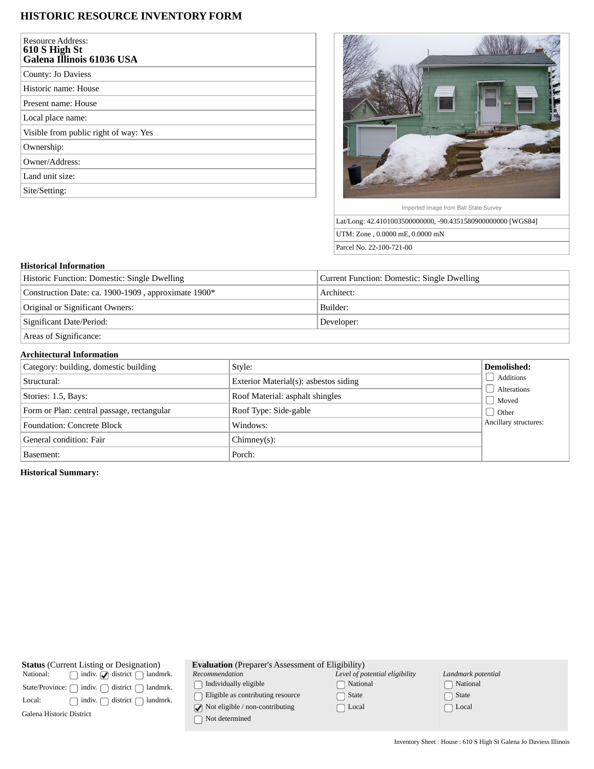# HISTORIC RESOURCE INVENTORY FORM

| Resource Address: **610 S High St Galena Illinois 61036 USA** |
|---|
| County: Jo Daviess |
| Historic name: House |
| Present name: House |
| Local place name: |
| Visible from public right of way: Yes |
| Ownership: |
| Owner/Address: |
| Land unit size: |
| Site/Setting: |

Imported image from Ball State Survey

| Lat/Long: 42.4101003500000000, -90.4351580900000000 [WGS84] |
|---|
| UTM: Zone , 0.0000 mE, 0.0000 mN |
| Parcel No. 22-100-721-00 |

**Historical Information**

| Historic Function: Domestic: Single Dwelling | Current Function: Domestic: Single Dwelling |
|---|---|
| Construction Date: ca. 1900-1909 , approximate 1900* | Architect: |
| Original or Significant Owners: | Builder: |
| Significant Date/Period: | Developer: |
| Areas of Significance: | |

**Architectural Information**

| Category: building, domestic building | Style: | **Demolished:** |
|---|---|---|
| Structural: | Exterior Material(s): asbestos siding | ☐ Additions |
| Stories: 1.5, Bays: | Roof Material: asphalt shingles | ☐ Alterations |
| Form or Plan: central passage, rectangular | Roof Type: Side-gable | ☐ Moved |
| Foundation: Concrete Block | Windows: | ☐ Other |
| General condition: Fair | Chimney(s): | Ancillary structures: |
| Basement: | Porch: | |

**Historical Summary:**

**Status** (Current Listing or Designation)

| | | | |
|---|---|---|---|
| National: | ☐ indiv. | ☑ district | ☐ landmrk. |
| State/Province: | ☐ indiv. | ☐ district | ☐ landmrk. |
| Local: | ☐ indiv. | ☐ district | ☐ landmrk. |

Galena Historic District

**Evaluation** (Preparer's Assessment of Eligibility)

| *Recommendation* | *Level of potential eligibility* | *Landmark potential* |
|---|---|---|
| ☐ Individually eligible | ☐ National | ☐ National |
| ☐ Eligible as contributing resource | ☐ State | ☐ State |
| ☑ Not eligible / non-contributing | ☐ Local | ☐ Local |
| ☐ Not determined | | |

Inventory Sheet : House : 610 S High St Galena Jo Daviess Illinois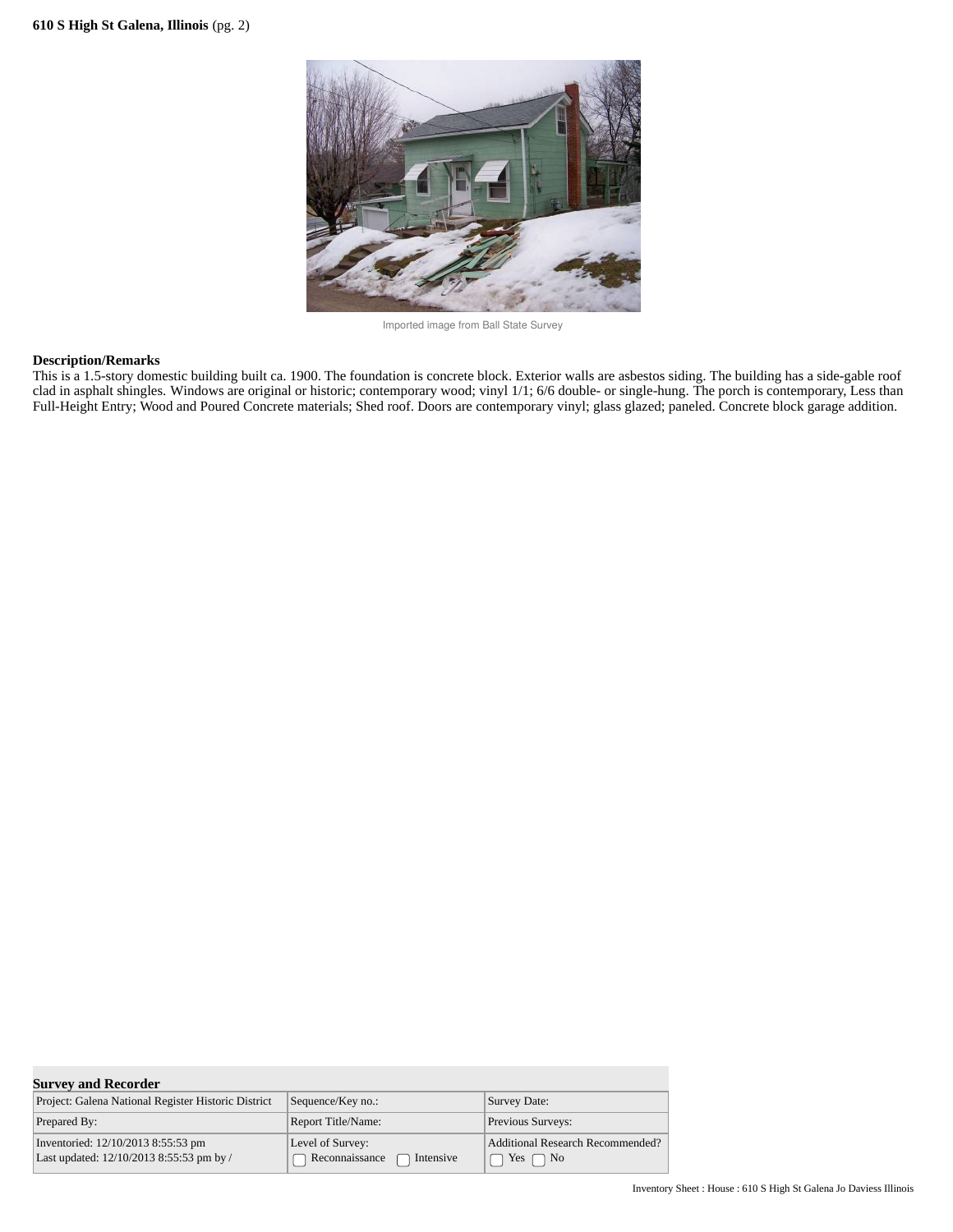**610 S High St Galena, Illinois** (pg. 2)

Imported image from Ball State Survey

**Description/Remarks**

This is a 1.5-story domestic building built ca. 1900. The foundation is concrete block. Exterior walls are asbestos siding. The building has a side-gable roof clad in asphalt shingles. Windows are original or historic; contemporary wood; vinyl 1/1; 6/6 double- or single-hung. The porch is contemporary, Less than Full-Height Entry; Wood and Poured Concrete materials; Shed roof. Doors are contemporary vinyl; glass glazed; paneled. Concrete block garage addition.

**Survey and Recorder**

| | | |
|---|---|---|
| Project: Galena National Register Historic District | Sequence/Key no.: | Survey Date: |
| Prepared By: | Report Title/Name: | Previous Surveys: |
| Inventoried: 12/10/2013 8:55:53 pm<br>Last updated: 12/10/2013 8:55:53 pm by / | Level of Survey:<br>☐ Reconnaissance ☐ Intensive | Additional Research Recommended?<br>☐ Yes ☐ No |

Inventory Sheet : House : 610 S High St Galena Jo Daviess Illinois